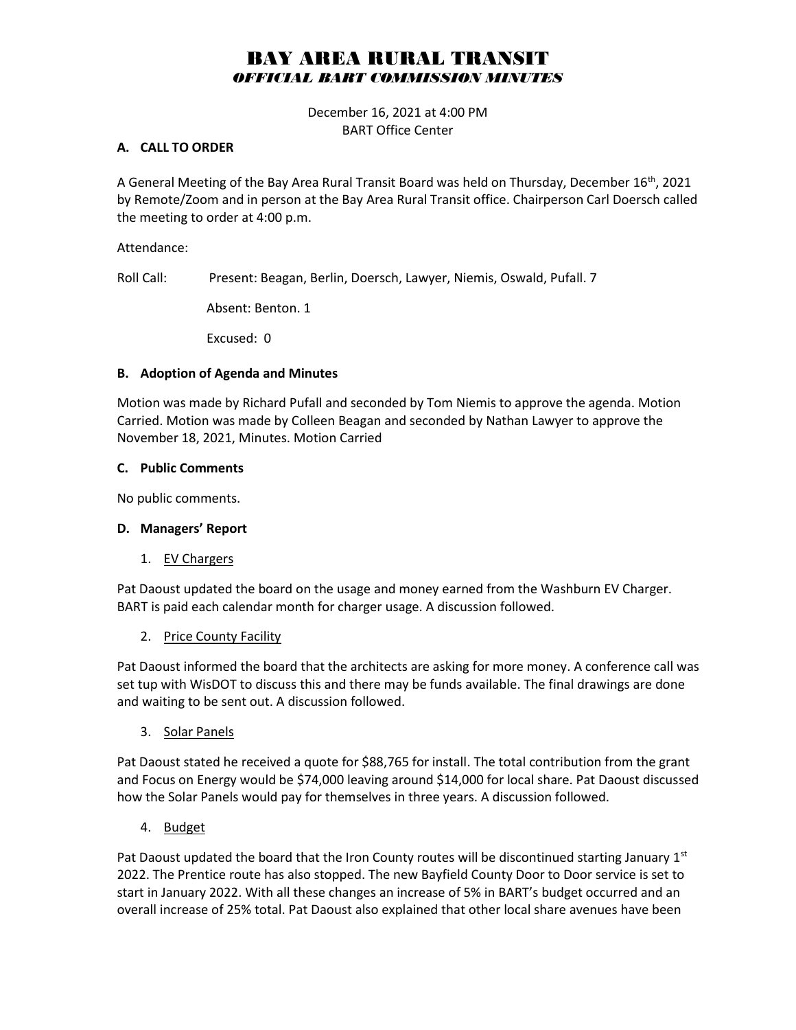# BAY AREA RURAL TRANSIT
## *OFFICIAL BART COMMISSION MINUTES*

December 16, 2021 at 4:00 PM
BART Office Center

### A. CALL TO ORDER

A General Meeting of the Bay Area Rural Transit Board was held on Thursday, December 16th, 2021 by Remote/Zoom and in person at the Bay Area Rural Transit office. Chairperson Carl Doersch called the meeting to order at 4:00 p.m.

Attendance:

Roll Call: Present: Beagan, Berlin, Doersch, Lawyer, Niemis, Oswald, Pufall. 7

Absent: Benton. 1

Excused: 0

### B. Adoption of Agenda and Minutes

Motion was made by Richard Pufall and seconded by Tom Niemis to approve the agenda. Motion Carried. Motion was made by Colleen Beagan and seconded by Nathan Lawyer to approve the November 18, 2021, Minutes. Motion Carried

### C. Public Comments

No public comments.

### D. Managers' Report

1. EV Chargers

Pat Daoust updated the board on the usage and money earned from the Washburn EV Charger. BART is paid each calendar month for charger usage. A discussion followed.

2. Price County Facility

Pat Daoust informed the board that the architects are asking for more money. A conference call was set tup with WisDOT to discuss this and there may be funds available. The final drawings are done and waiting to be sent out. A discussion followed.

3. Solar Panels

Pat Daoust stated he received a quote for $88,765 for install. The total contribution from the grant and Focus on Energy would be $74,000 leaving around $14,000 for local share. Pat Daoust discussed how the Solar Panels would pay for themselves in three years. A discussion followed.

4. Budget

Pat Daoust updated the board that the Iron County routes will be discontinued starting January 1st 2022. The Prentice route has also stopped. The new Bayfield County Door to Door service is set to start in January 2022. With all these changes an increase of 5% in BART's budget occurred and an overall increase of 25% total. Pat Daoust also explained that other local share avenues have been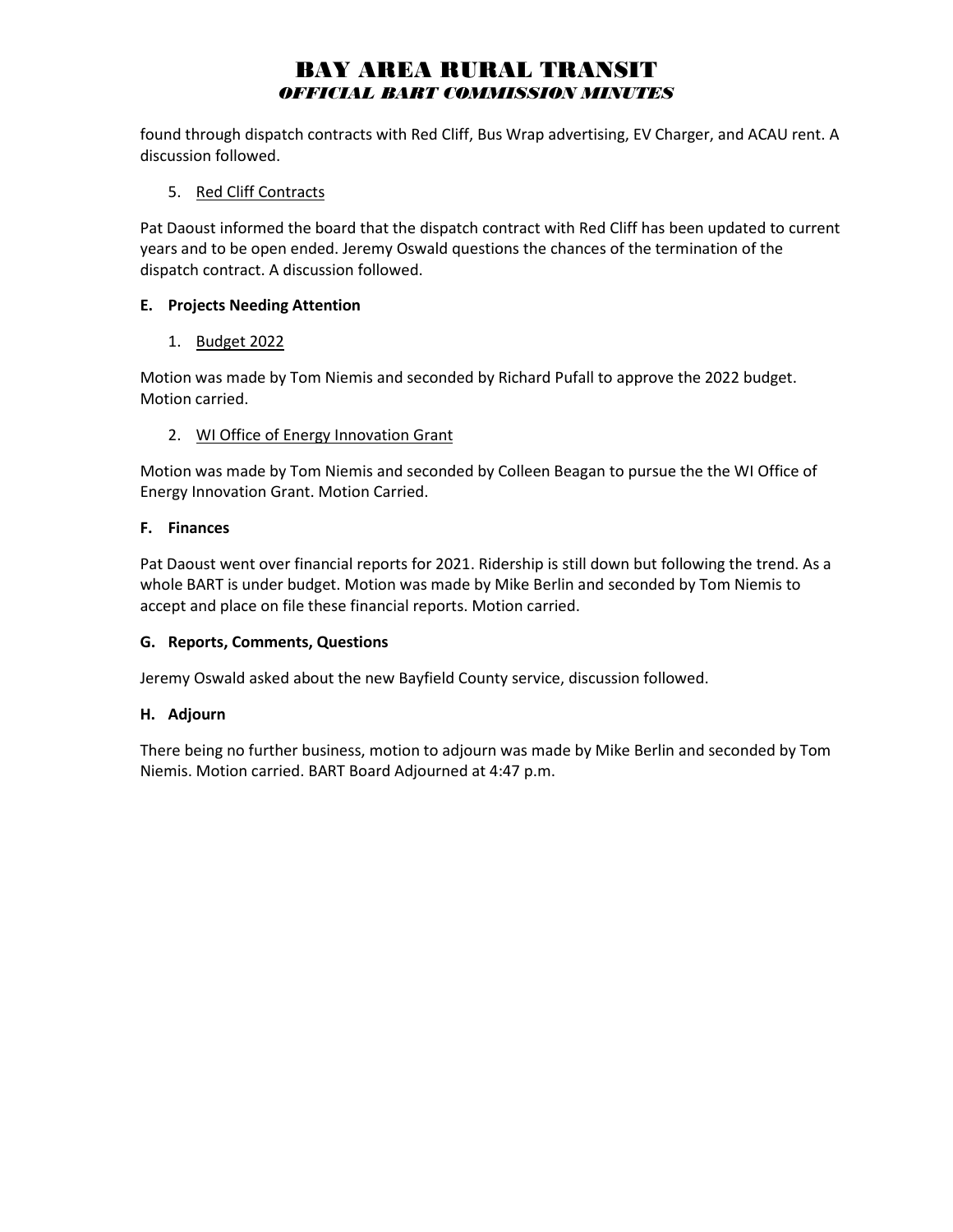found through dispatch contracts with Red Cliff, Bus Wrap advertising, EV Charger, and ACAU rent. A discussion followed.

5. Red Cliff Contracts

Pat Daoust informed the board that the dispatch contract with Red Cliff has been updated to current years and to be open ended. Jeremy Oswald questions the chances of the termination of the dispatch contract. A discussion followed.

**E. Projects Needing Attention**

1. Budget 2022

Motion was made by Tom Niemis and seconded by Richard Pufall to approve the 2022 budget. Motion carried.

2. WI Office of Energy Innovation Grant

Motion was made by Tom Niemis and seconded by Colleen Beagan to pursue the the WI Office of Energy Innovation Grant. Motion Carried.

**F. Finances**

Pat Daoust went over financial reports for 2021. Ridership is still down but following the trend. As a whole BART is under budget. Motion was made by Mike Berlin and seconded by Tom Niemis to accept and place on file these financial reports. Motion carried.

**G. Reports, Comments, Questions**

Jeremy Oswald asked about the new Bayfield County service, discussion followed.

**H. Adjourn**

There being no further business, motion to adjourn was made by Mike Berlin and seconded by Tom Niemis. Motion carried. BART Board Adjourned at 4:47 p.m.